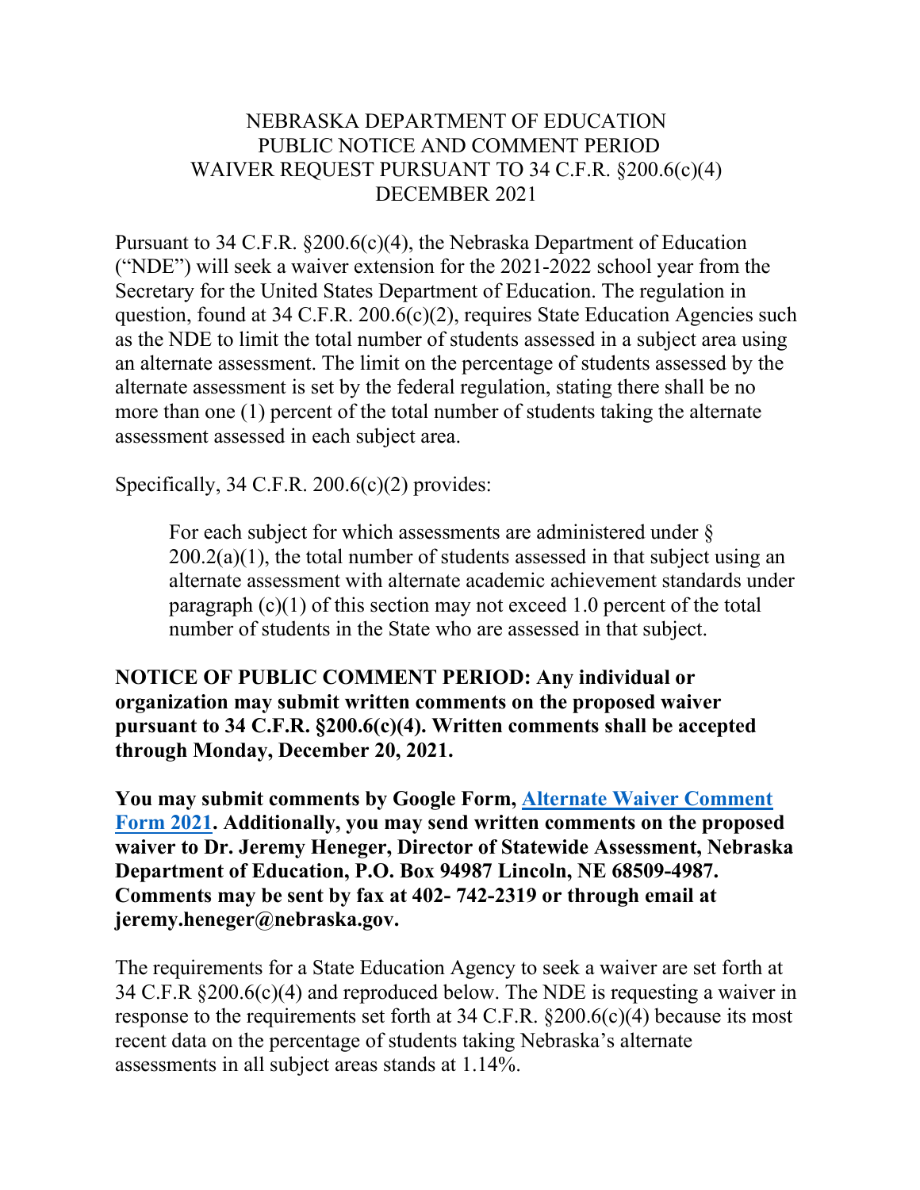# NEBRASKA DEPARTMENT OF EDUCATION
## PUBLIC NOTICE AND COMMENT PERIOD
## WAIVER REQUEST PURSUANT TO 34 C.F.R. §200.6(c)(4)
## DECEMBER 2021

Pursuant to 34 C.F.R. §200.6(c)(4), the Nebraska Department of Education ("NDE") will seek a waiver extension for the 2021-2022 school year from the Secretary for the United States Department of Education. The regulation in question, found at 34 C.F.R. 200.6(c)(2), requires State Education Agencies such as the NDE to limit the total number of students assessed in a subject area using an alternate assessment. The limit on the percentage of students assessed by the alternate assessment is set by the federal regulation, stating there shall be no more than one (1) percent of the total number of students taking the alternate assessment assessed in each subject area.

Specifically, 34 C.F.R. 200.6(c)(2) provides:

> For each subject for which assessments are administered under § 200.2(a)(1), the total number of students assessed in that subject using an alternate assessment with alternate academic achievement standards under paragraph (c)(1) of this section may not exceed 1.0 percent of the total number of students in the State who are assessed in that subject.

**NOTICE OF PUBLIC COMMENT PERIOD: Any individual or organization may submit written comments on the proposed waiver pursuant to 34 C.F.R. §200.6(c)(4). Written comments shall be accepted through Monday, December 20, 2021.**

**You may submit comments by Google Form, Alternate Waiver Comment Form 2021. Additionally, you may send written comments on the proposed waiver to Dr. Jeremy Heneger, Director of Statewide Assessment, Nebraska Department of Education, P.O. Box 94987 Lincoln, NE 68509-4987. Comments may be sent by fax at 402- 742-2319 or through email at jeremy.heneger@nebraska.gov.**

The requirements for a State Education Agency to seek a waiver are set forth at 34 C.F.R §200.6(c)(4) and reproduced below. The NDE is requesting a waiver in response to the requirements set forth at 34 C.F.R. §200.6(c)(4) because its most recent data on the percentage of students taking Nebraska's alternate assessments in all subject areas stands at 1.14%.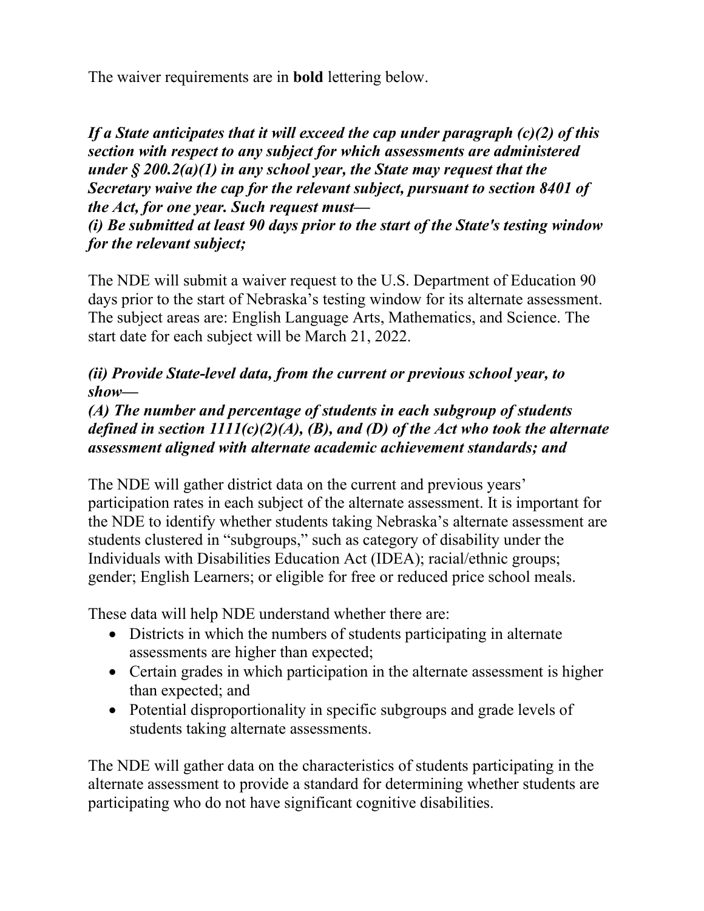The waiver requirements are in **bold** lettering below.

***If a State anticipates that it will exceed the cap under paragraph (c)(2) of this section with respect to any subject for which assessments are administered under § 200.2(a)(1) in any school year, the State may request that the Secretary waive the cap for the relevant subject, pursuant to section 8401 of the Act, for one year. Such request must—***
***(i) Be submitted at least 90 days prior to the start of the State's testing window for the relevant subject;***

The NDE will submit a waiver request to the U.S. Department of Education 90 days prior to the start of Nebraska's testing window for its alternate assessment. The subject areas are: English Language Arts, Mathematics, and Science. The start date for each subject will be March 21, 2022.

***(ii) Provide State-level data, from the current or previous school year, to show—***
***(A) The number and percentage of students in each subgroup of students defined in section 1111(c)(2)(A), (B), and (D) of the Act who took the alternate assessment aligned with alternate academic achievement standards; and***

The NDE will gather district data on the current and previous years' participation rates in each subject of the alternate assessment. It is important for the NDE to identify whether students taking Nebraska's alternate assessment are students clustered in "subgroups," such as category of disability under the Individuals with Disabilities Education Act (IDEA); racial/ethnic groups; gender; English Learners; or eligible for free or reduced price school meals.

These data will help NDE understand whether there are:

- Districts in which the numbers of students participating in alternate assessments are higher than expected;
- Certain grades in which participation in the alternate assessment is higher than expected; and
- Potential disproportionality in specific subgroups and grade levels of students taking alternate assessments.

The NDE will gather data on the characteristics of students participating in the alternate assessment to provide a standard for determining whether students are participating who do not have significant cognitive disabilities.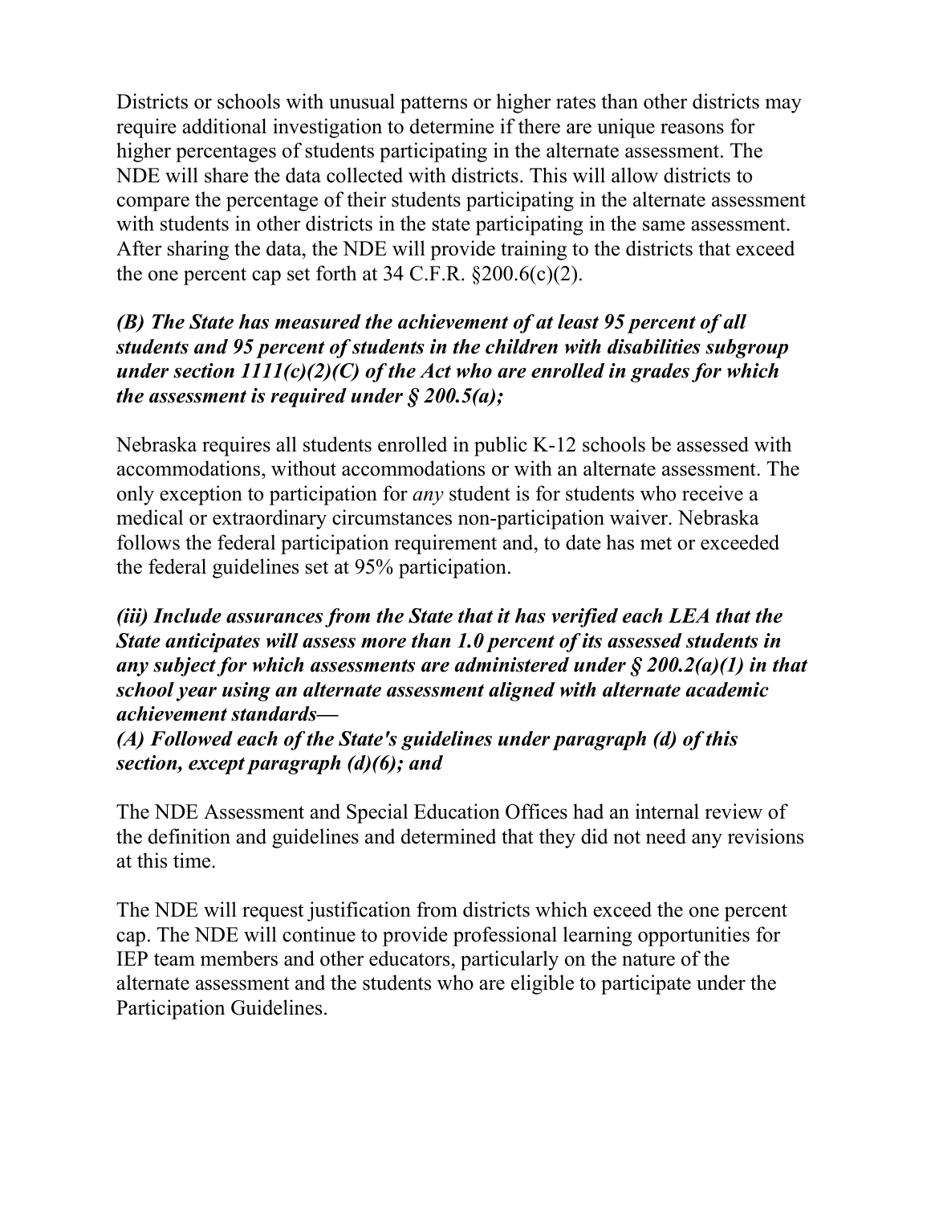Districts or schools with unusual patterns or higher rates than other districts may require additional investigation to determine if there are unique reasons for higher percentages of students participating in the alternate assessment. The NDE will share the data collected with districts. This will allow districts to compare the percentage of their students participating in the alternate assessment with students in other districts in the state participating in the same assessment. After sharing the data, the NDE will provide training to the districts that exceed the one percent cap set forth at 34 C.F.R. §200.6(c)(2).

***(B) The State has measured the achievement of at least 95 percent of all students and 95 percent of students in the children with disabilities subgroup under section 1111(c)(2)(C) of the Act who are enrolled in grades for which the assessment is required under § 200.5(a);***

Nebraska requires all students enrolled in public K-12 schools be assessed with accommodations, without accommodations or with an alternate assessment. The only exception to participation for *any* student is for students who receive a medical or extraordinary circumstances non-participation waiver. Nebraska follows the federal participation requirement and, to date has met or exceeded the federal guidelines set at 95% participation.

***(iii) Include assurances from the State that it has verified each LEA that the State anticipates will assess more than 1.0 percent of its assessed students in any subject for which assessments are administered under § 200.2(a)(1) in that school year using an alternate assessment aligned with alternate academic achievement standards—***
***(A) Followed each of the State's guidelines under paragraph (d) of this section, except paragraph (d)(6); and***

The NDE Assessment and Special Education Offices had an internal review of the definition and guidelines and determined that they did not need any revisions at this time.

The NDE will request justification from districts which exceed the one percent cap. The NDE will continue to provide professional learning opportunities for IEP team members and other educators, particularly on the nature of the alternate assessment and the students who are eligible to participate under the Participation Guidelines.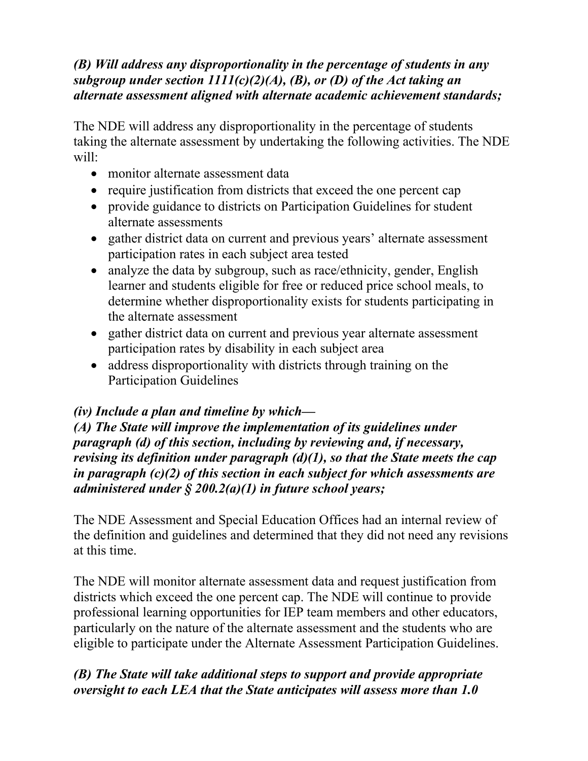***(B) Will address any disproportionality in the percentage of students in any subgroup under section 1111(c)(2)(A), (B), or (D) of the Act taking an alternate assessment aligned with alternate academic achievement standards;***

The NDE will address any disproportionality in the percentage of students taking the alternate assessment by undertaking the following activities. The NDE will:

- monitor alternate assessment data
- require justification from districts that exceed the one percent cap
- provide guidance to districts on Participation Guidelines for student alternate assessments
- gather district data on current and previous years' alternate assessment participation rates in each subject area tested
- analyze the data by subgroup, such as race/ethnicity, gender, English learner and students eligible for free or reduced price school meals, to determine whether disproportionality exists for students participating in the alternate assessment
- gather district data on current and previous year alternate assessment participation rates by disability in each subject area
- address disproportionality with districts through training on the Participation Guidelines

***(iv) Include a plan and timeline by which—***
***(A) The State will improve the implementation of its guidelines under paragraph (d) of this section, including by reviewing and, if necessary, revising its definition under paragraph (d)(1), so that the State meets the cap in paragraph (c)(2) of this section in each subject for which assessments are administered under § 200.2(a)(1) in future school years;***

The NDE Assessment and Special Education Offices had an internal review of the definition and guidelines and determined that they did not need any revisions at this time.

The NDE will monitor alternate assessment data and request justification from districts which exceed the one percent cap. The NDE will continue to provide professional learning opportunities for IEP team members and other educators, particularly on the nature of the alternate assessment and the students who are eligible to participate under the Alternate Assessment Participation Guidelines.

***(B) The State will take additional steps to support and provide appropriate oversight to each LEA that the State anticipates will assess more than 1.0***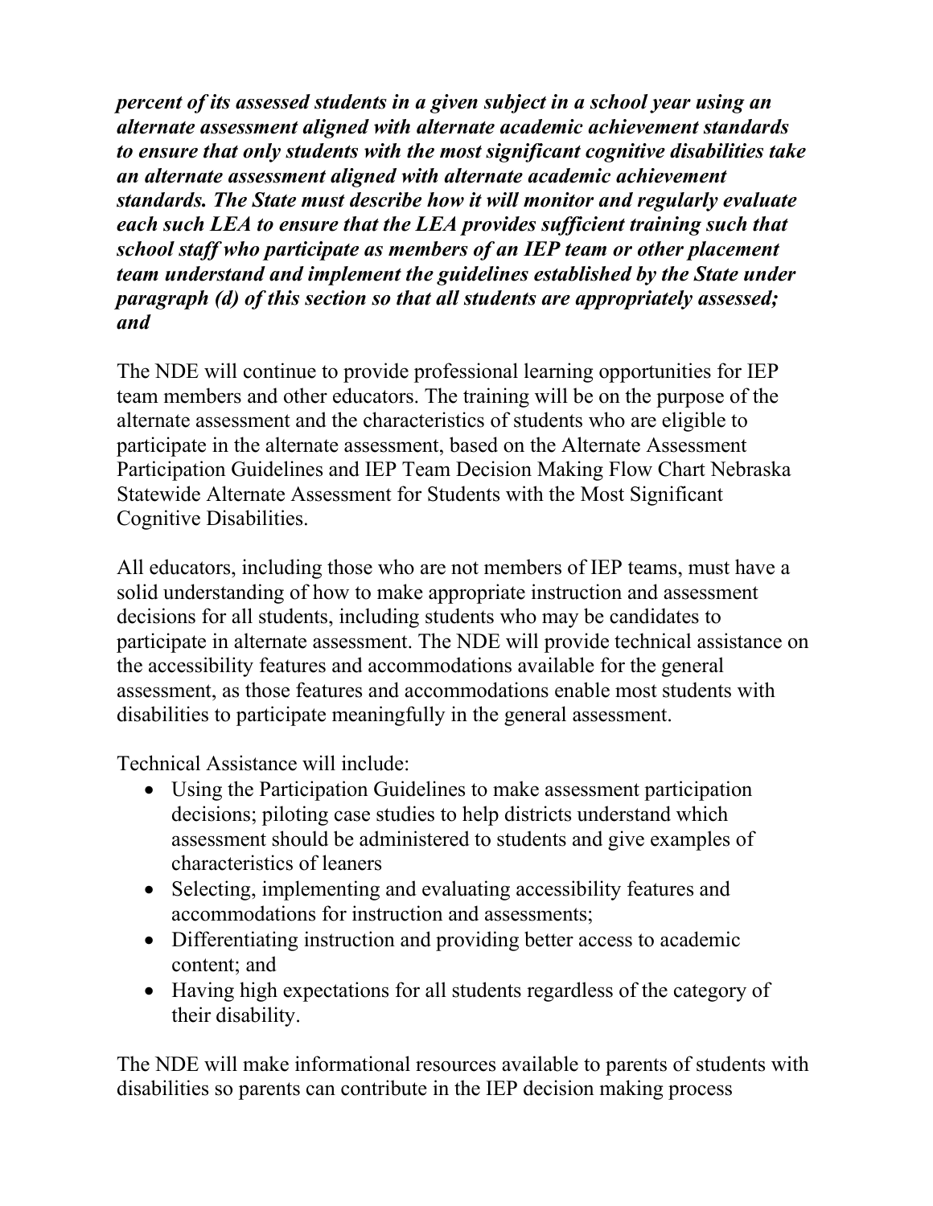***percent of its assessed students in a given subject in a school year using an alternate assessment aligned with alternate academic achievement standards to ensure that only students with the most significant cognitive disabilities take an alternate assessment aligned with alternate academic achievement standards. The State must describe how it will monitor and regularly evaluate each such LEA to ensure that the LEA provides sufficient training such that school staff who participate as members of an IEP team or other placement team understand and implement the guidelines established by the State under paragraph (d) of this section so that all students are appropriately assessed; and***

The NDE will continue to provide professional learning opportunities for IEP team members and other educators. The training will be on the purpose of the alternate assessment and the characteristics of students who are eligible to participate in the alternate assessment, based on the Alternate Assessment Participation Guidelines and IEP Team Decision Making Flow Chart Nebraska Statewide Alternate Assessment for Students with the Most Significant Cognitive Disabilities.

All educators, including those who are not members of IEP teams, must have a solid understanding of how to make appropriate instruction and assessment decisions for all students, including students who may be candidates to participate in alternate assessment. The NDE will provide technical assistance on the accessibility features and accommodations available for the general assessment, as those features and accommodations enable most students with disabilities to participate meaningfully in the general assessment.

Technical Assistance will include:

- Using the Participation Guidelines to make assessment participation decisions; piloting case studies to help districts understand which assessment should be administered to students and give examples of characteristics of leaners
- Selecting, implementing and evaluating accessibility features and accommodations for instruction and assessments;
- Differentiating instruction and providing better access to academic content; and
- Having high expectations for all students regardless of the category of their disability.

The NDE will make informational resources available to parents of students with disabilities so parents can contribute in the IEP decision making process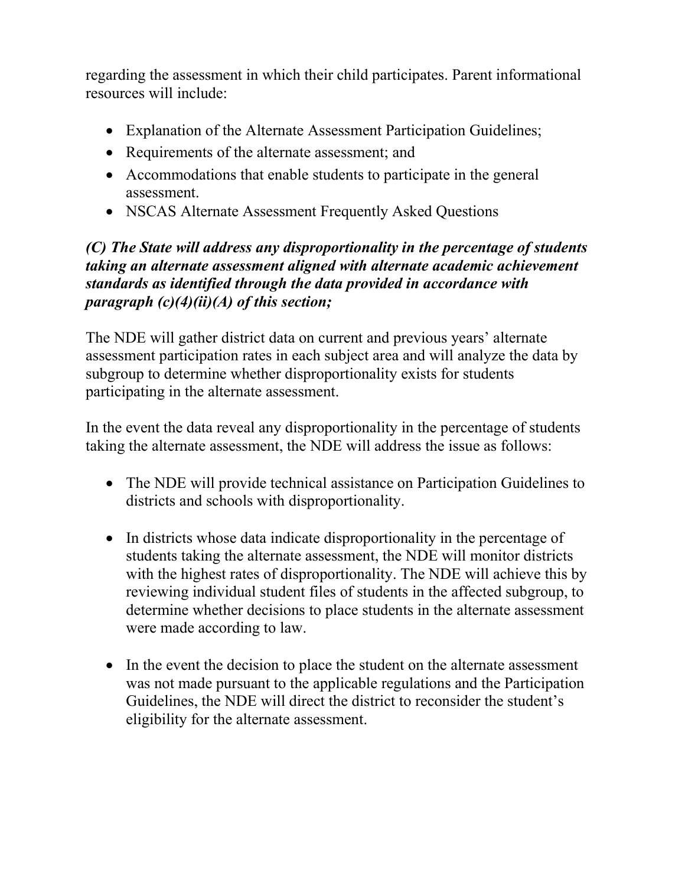regarding the assessment in which their child participates. Parent informational resources will include:

- Explanation of the Alternate Assessment Participation Guidelines;
- Requirements of the alternate assessment; and
- Accommodations that enable students to participate in the general assessment.
- NSCAS Alternate Assessment Frequently Asked Questions

***(C) The State will address any disproportionality in the percentage of students taking an alternate assessment aligned with alternate academic achievement standards as identified through the data provided in accordance with paragraph (c)(4)(ii)(A) of this section;***

The NDE will gather district data on current and previous years' alternate assessment participation rates in each subject area and will analyze the data by subgroup to determine whether disproportionality exists for students participating in the alternate assessment.

In the event the data reveal any disproportionality in the percentage of students taking the alternate assessment, the NDE will address the issue as follows:

- The NDE will provide technical assistance on Participation Guidelines to districts and schools with disproportionality.

- In districts whose data indicate disproportionality in the percentage of students taking the alternate assessment, the NDE will monitor districts with the highest rates of disproportionality. The NDE will achieve this by reviewing individual student files of students in the affected subgroup, to determine whether decisions to place students in the alternate assessment were made according to law.

- In the event the decision to place the student on the alternate assessment was not made pursuant to the applicable regulations and the Participation Guidelines, the NDE will direct the district to reconsider the student's eligibility for the alternate assessment.